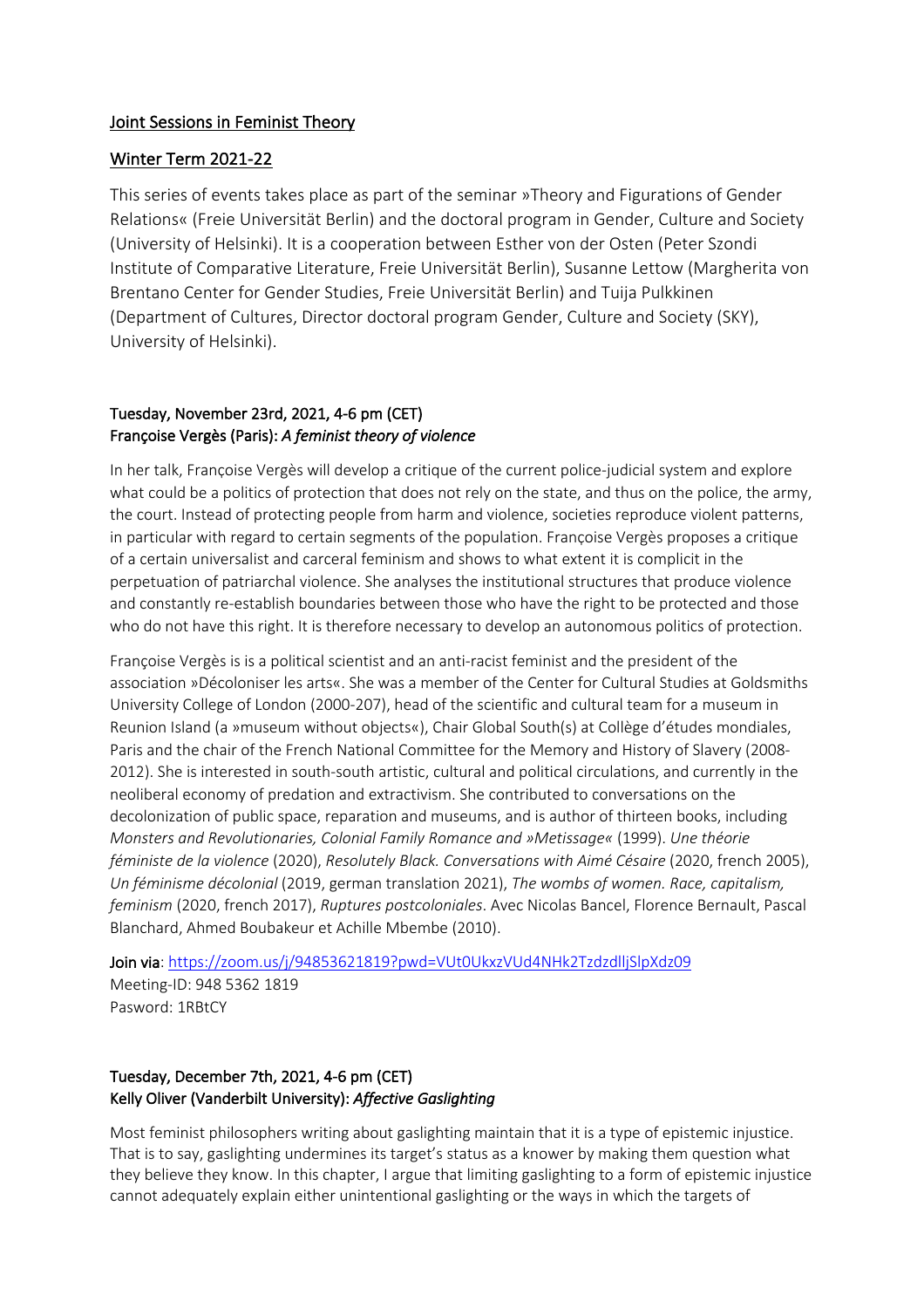# Joint Sessions in Feminist Theory

## Winter Term 2021-22

This series of events takes place as part of the seminar »Theory and Figurations of Gender Relations« (Freie Universität Berlin) and the doctoral program in Gender, Culture and Society (University of Helsinki). It is a cooperation between Esther von der Osten (Peter Szondi Institute of Comparative Literature, Freie Universität Berlin), Susanne Lettow (Margherita von Brentano Center for Gender Studies, Freie Universität Berlin) and Tuija Pulkkinen (Department of Cultures, Director doctoral program Gender, Culture and Society (SKY), University of Helsinki).

### Tuesday, November 23rd, 2021, 4-6 pm (CET)
### Françoise Vergès (Paris): *A feminist theory of violence*

In her talk, Françoise Vergès will develop a critique of the current police-judicial system and explore what could be a politics of protection that does not rely on the state, and thus on the police, the army, the court. Instead of protecting people from harm and violence, societies reproduce violent patterns, in particular with regard to certain segments of the population. Françoise Vergès proposes a critique of a certain universalist and carceral feminism and shows to what extent it is complicit in the perpetuation of patriarchal violence. She analyses the institutional structures that produce violence and constantly re-establish boundaries between those who have the right to be protected and those who do not have this right. It is therefore necessary to develop an autonomous politics of protection.

Françoise Vergès is is a political scientist and an anti-racist feminist and the president of the association »Décoloniser les arts«. She was a member of the Center for Cultural Studies at Goldsmiths University College of London (2000-207), head of the scientific and cultural team for a museum in Reunion Island (a »museum without objects«), Chair Global South(s) at Collège d'études mondiales, Paris and the chair of the French National Committee for the Memory and History of Slavery (2008-2012). She is interested in south-south artistic, cultural and political circulations, and currently in the neoliberal economy of predation and extractivism. She contributed to conversations on the decolonization of public space, reparation and museums, and is author of thirteen books, including *Monsters and Revolutionaries, Colonial Family Romance and »Metissage«* (1999). *Une théorie féministe de la violence* (2020), *Resolutely Black. Conversations with Aimé Césaire* (2020, french 2005), *Un féminisme décolonial* (2019, german translation 2021), *The wombs of women. Race, capitalism, feminism* (2020, french 2017), *Ruptures postcoloniales*. Avec Nicolas Bancel, Florence Bernault, Pascal Blanchard, Ahmed Boubakeur et Achille Mbembe (2010).

**Join via**: https://zoom.us/j/94853621819?pwd=VUt0UkxzVUd4NHk2TzdzdlljSlpXdz09
Meeting-ID: 948 5362 1819
Pasword: 1RBtCY

### Tuesday, December 7th, 2021, 4-6 pm (CET)
### Kelly Oliver (Vanderbilt University): *Affective Gaslighting*

Most feminist philosophers writing about gaslighting maintain that it is a type of epistemic injustice. That is to say, gaslighting undermines its target's status as a knower by making them question what they believe they know. In this chapter, I argue that limiting gaslighting to a form of epistemic injustice cannot adequately explain either unintentional gaslighting or the ways in which the targets of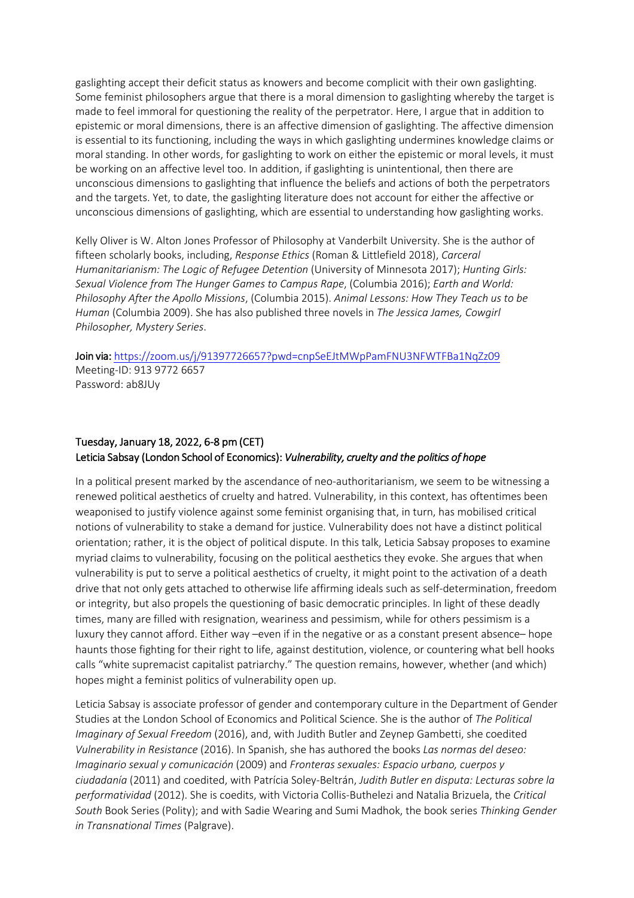gaslighting accept their deficit status as knowers and become complicit with their own gaslighting. Some feminist philosophers argue that there is a moral dimension to gaslighting whereby the target is made to feel immoral for questioning the reality of the perpetrator. Here, I argue that in addition to epistemic or moral dimensions, there is an affective dimension of gaslighting. The affective dimension is essential to its functioning, including the ways in which gaslighting undermines knowledge claims or moral standing. In other words, for gaslighting to work on either the epistemic or moral levels, it must be working on an affective level too. In addition, if gaslighting is unintentional, then there are unconscious dimensions to gaslighting that influence the beliefs and actions of both the perpetrators and the targets. Yet, to date, the gaslighting literature does not account for either the affective or unconscious dimensions of gaslighting, which are essential to understanding how gaslighting works.

Kelly Oliver is W. Alton Jones Professor of Philosophy at Vanderbilt University. She is the author of fifteen scholarly books, including, *Response Ethics* (Roman & Littlefield 2018), *Carceral Humanitarianism: The Logic of Refugee Detention* (University of Minnesota 2017); *Hunting Girls: Sexual Violence from The Hunger Games to Campus Rape*, (Columbia 2016); *Earth and World: Philosophy After the Apollo Missions*, (Columbia 2015). *Animal Lessons: How They Teach us to be Human* (Columbia 2009). She has also published three novels in *The Jessica James, Cowgirl Philosopher, Mystery Series*.

**Join via:** https://zoom.us/j/91397726657?pwd=cnpSeEJtMWpPamFNU3NFWTFBa1NqZz09
Meeting-ID: 913 9772 6657
Password: ab8JUy

**Tuesday, January 18, 2022, 6-8 pm (CET)**
**Leticia Sabsay (London School of Economics):** ***Vulnerability, cruelty and the politics of hope***

In a political present marked by the ascendance of neo-authoritarianism, we seem to be witnessing a renewed political aesthetics of cruelty and hatred. Vulnerability, in this context, has oftentimes been weaponised to justify violence against some feminist organising that, in turn, has mobilised critical notions of vulnerability to stake a demand for justice. Vulnerability does not have a distinct political orientation; rather, it is the object of political dispute. In this talk, Leticia Sabsay proposes to examine myriad claims to vulnerability, focusing on the political aesthetics they evoke. She argues that when vulnerability is put to serve a political aesthetics of cruelty, it might point to the activation of a death drive that not only gets attached to otherwise life affirming ideals such as self-determination, freedom or integrity, but also propels the questioning of basic democratic principles. In light of these deadly times, many are filled with resignation, weariness and pessimism, while for others pessimism is a luxury they cannot afford. Either way –even if in the negative or as a constant present absence– hope haunts those fighting for their right to life, against destitution, violence, or countering what bell hooks calls "white supremacist capitalist patriarchy." The question remains, however, whether (and which) hopes might a feminist politics of vulnerability open up.

Leticia Sabsay is associate professor of gender and contemporary culture in the Department of Gender Studies at the London School of Economics and Political Science. She is the author of *The Political Imaginary of Sexual Freedom* (2016), and, with Judith Butler and Zeynep Gambetti, she coedited *Vulnerability in Resistance* (2016). In Spanish, she has authored the books *Las normas del deseo: Imaginario sexual y comunicación* (2009) and *Fronteras sexuales: Espacio urbano, cuerpos y ciudadanía* (2011) and coedited, with Patrícia Soley-Beltrán, *Judith Butler en disputa: Lecturas sobre la performatividad* (2012). She is coedits, with Victoria Collis-Buthelezi and Natalia Brizuela, the *Critical South* Book Series (Polity); and with Sadie Wearing and Sumi Madhok, the book series *Thinking Gender in Transnational Times* (Palgrave).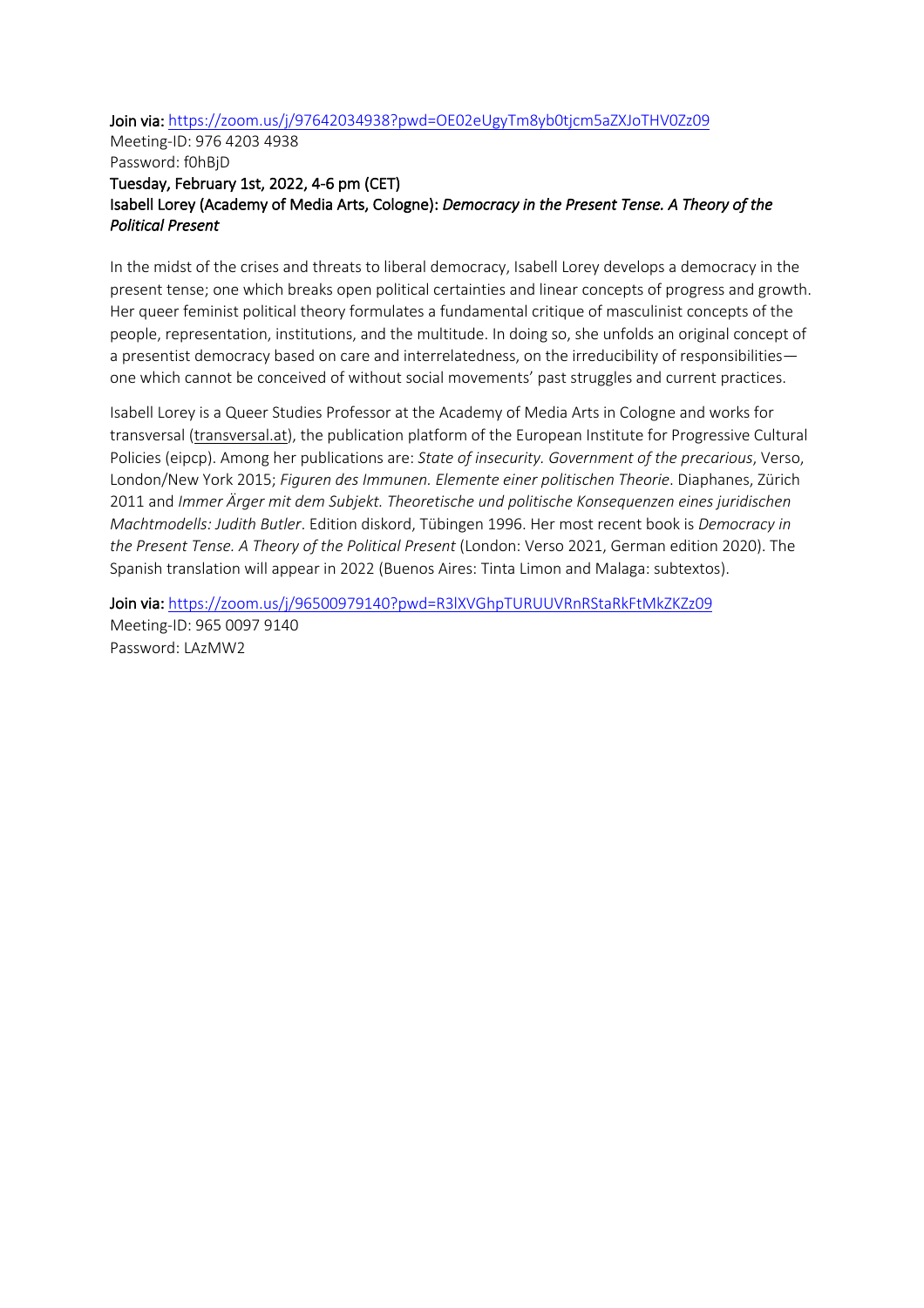**Join via:** https://zoom.us/j/97642034938?pwd=OE02eUgyTm8yb0tjcm5aZXJoTHV0Zz09
Meeting-ID: 976 4203 4938
Password: f0hBjD

**Tuesday, February 1st, 2022, 4-6 pm (CET)**
**Isabell Lorey (Academy of Media Arts, Cologne):** ***Democracy in the Present Tense. A Theory of the Political Present***

In the midst of the crises and threats to liberal democracy, Isabell Lorey develops a democracy in the present tense; one which breaks open political certainties and linear concepts of progress and growth. Her queer feminist political theory formulates a fundamental critique of masculinist concepts of the people, representation, institutions, and the multitude. In doing so, she unfolds an original concept of a presentist democracy based on care and interrelatedness, on the irreducibility of responsibilities—one which cannot be conceived of without social movements' past struggles and current practices.

Isabell Lorey is a Queer Studies Professor at the Academy of Media Arts in Cologne and works for transversal (transversal.at), the publication platform of the European Institute for Progressive Cultural Policies (eipcp). Among her publications are: *State of insecurity. Government of the precarious*, Verso, London/New York 2015; *Figuren des Immunen. Elemente einer politischen Theorie*. Diaphanes, Zürich 2011 and *Immer Ärger mit dem Subjekt. Theoretische und politische Konsequenzen eines juridischen Machtmodells: Judith Butler*. Edition diskord, Tübingen 1996. Her most recent book is *Democracy in the Present Tense. A Theory of the Political Present* (London: Verso 2021, German edition 2020). The Spanish translation will appear in 2022 (Buenos Aires: Tinta Limon and Malaga: subtextos).

**Join via:** https://zoom.us/j/96500979140?pwd=R3lXVGhpTURUUVRnRStaRkFtMkZKZz09
Meeting-ID: 965 0097 9140
Password: LAzMW2